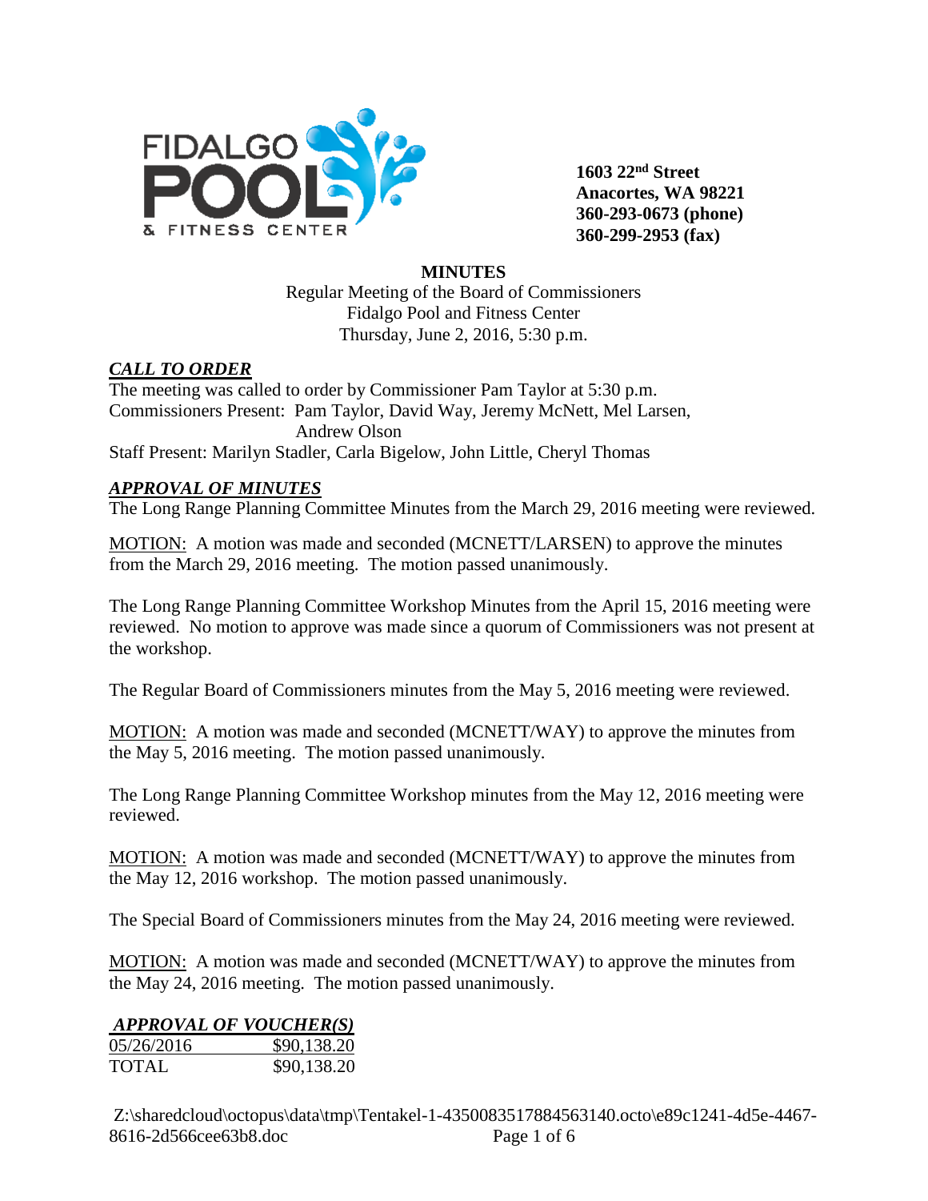1603 22nd Street
Anacortes, WA 98221
360-293-0673 (phone)
360-299-2953 (fax)

**MINUTES**

Regular Meeting of the Board of Commissioners
Fidalgo Pool and Fitness Center
Thursday, June 2, 2016, 5:30 p.m.

## ***CALL TO ORDER***

The meeting was called to order by Commissioner Pam Taylor at 5:30 p.m.
Commissioners Present: Pam Taylor, David Way, Jeremy McNett, Mel Larsen, Andrew Olson
Staff Present: Marilyn Stadler, Carla Bigelow, John Little, Cheryl Thomas

## ***APPROVAL OF MINUTES***

The Long Range Planning Committee Minutes from the March 29, 2016 meeting were reviewed.

MOTION: A motion was made and seconded (MCNETT/LARSEN) to approve the minutes from the March 29, 2016 meeting. The motion passed unanimously.

The Long Range Planning Committee Workshop Minutes from the April 15, 2016 meeting were reviewed. No motion to approve was made since a quorum of Commissioners was not present at the workshop.

The Regular Board of Commissioners minutes from the May 5, 2016 meeting were reviewed.

MOTION: A motion was made and seconded (MCNETT/WAY) to approve the minutes from the May 5, 2016 meeting. The motion passed unanimously.

The Long Range Planning Committee Workshop minutes from the May 12, 2016 meeting were reviewed.

MOTION: A motion was made and seconded (MCNETT/WAY) to approve the minutes from the May 12, 2016 workshop. The motion passed unanimously.

The Special Board of Commissioners minutes from the May 24, 2016 meeting were reviewed.

MOTION: A motion was made and seconded (MCNETT/WAY) to approve the minutes from the May 24, 2016 meeting. The motion passed unanimously.

## ***APPROVAL OF VOUCHER(S)***

| 05/26/2016 | $90,138.20 |
|---|---|
| TOTAL | $90,138.20 |

Z:\sharedcloud\octopus\data\tmp\Tentakel-1-4350083517884563140.octo\e89c1241-4d5e-4467-8616-2d566cee63b8.doc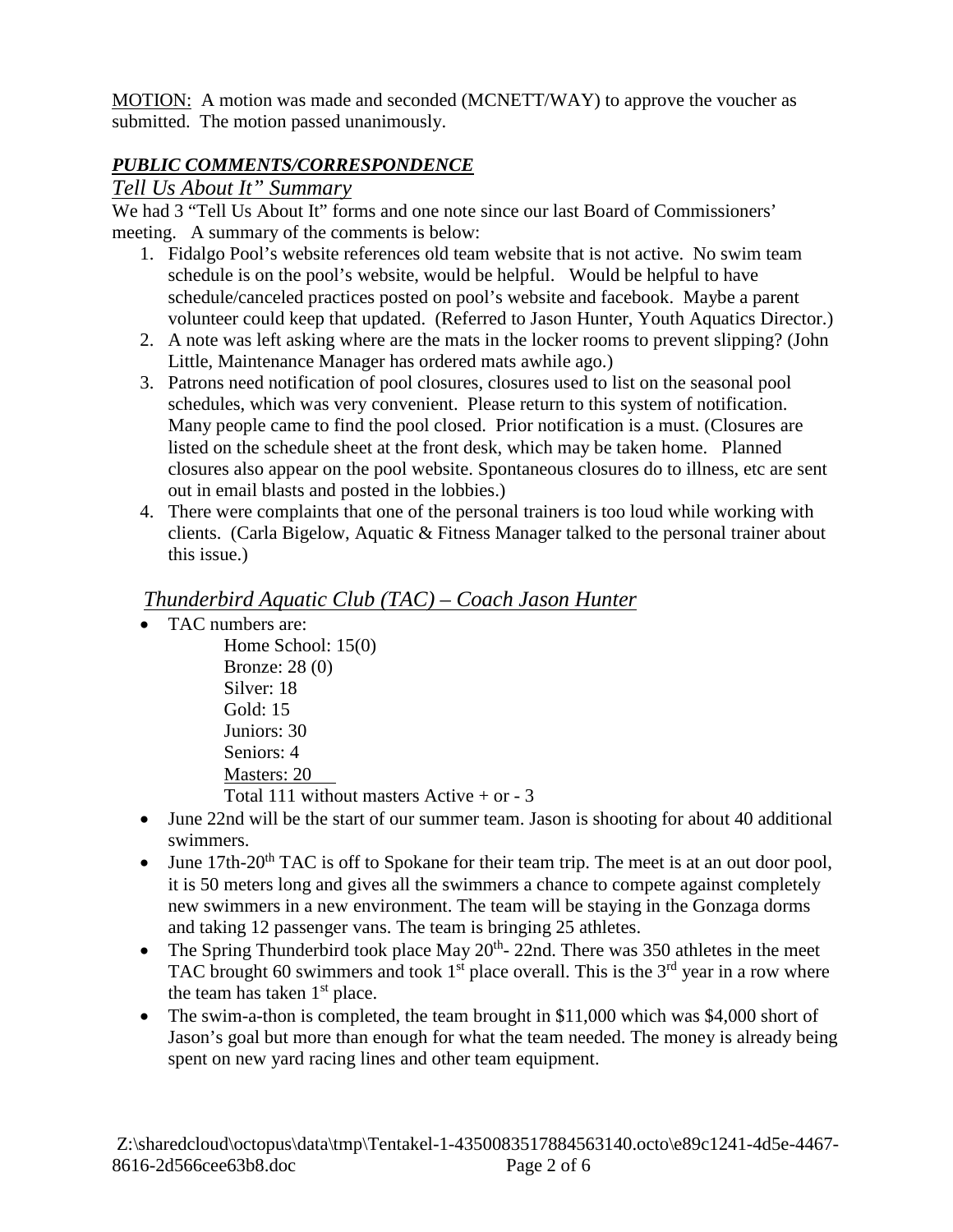MOTION: A motion was made and seconded (MCNETT/WAY) to approve the voucher as submitted. The motion passed unanimously.

***PUBLIC COMMENTS/CORRESPONDENCE***

*Tell Us About It" Summary*

We had 3 "Tell Us About It" forms and one note since our last Board of Commissioners' meeting. A summary of the comments is below:

1. Fidalgo Pool's website references old team website that is not active. No swim team schedule is on the pool's website, would be helpful. Would be helpful to have schedule/canceled practices posted on pool's website and facebook. Maybe a parent volunteer could keep that updated. (Referred to Jason Hunter, Youth Aquatics Director.)
2. A note was left asking where are the mats in the locker rooms to prevent slipping? (John Little, Maintenance Manager has ordered mats awhile ago.)
3. Patrons need notification of pool closures, closures used to list on the seasonal pool schedules, which was very convenient. Please return to this system of notification. Many people came to find the pool closed. Prior notification is a must. (Closures are listed on the schedule sheet at the front desk, which may be taken home. Planned closures also appear on the pool website. Spontaneous closures do to illness, etc are sent out in email blasts and posted in the lobbies.)
4. There were complaints that one of the personal trainers is too loud while working with clients. (Carla Bigelow, Aquatic & Fitness Manager talked to the personal trainer about this issue.)

*Thunderbird Aquatic Club (TAC) – Coach Jason Hunter*

- TAC numbers are:
  - Home School: 15(0)
  - Bronze: 28 (0)
  - Silver: 18
  - Gold: 15
  - Juniors: 30
  - Seniors: 4
  - Masters: 20
  - Total 111 without masters Active + or - 3
- June 22nd will be the start of our summer team. Jason is shooting for about 40 additional swimmers.
- June 17th-20th TAC is off to Spokane for their team trip. The meet is at an out door pool, it is 50 meters long and gives all the swimmers a chance to compete against completely new swimmers in a new environment. The team will be staying in the Gonzaga dorms and taking 12 passenger vans. The team is bringing 25 athletes.
- The Spring Thunderbird took place May 20th- 22nd. There was 350 athletes in the meet TAC brought 60 swimmers and took 1st place overall. This is the 3rd year in a row where the team has taken 1st place.
- The swim-a-thon is completed, the team brought in $11,000 which was $4,000 short of Jason's goal but more than enough for what the team needed. The money is already being spent on new yard racing lines and other team equipment.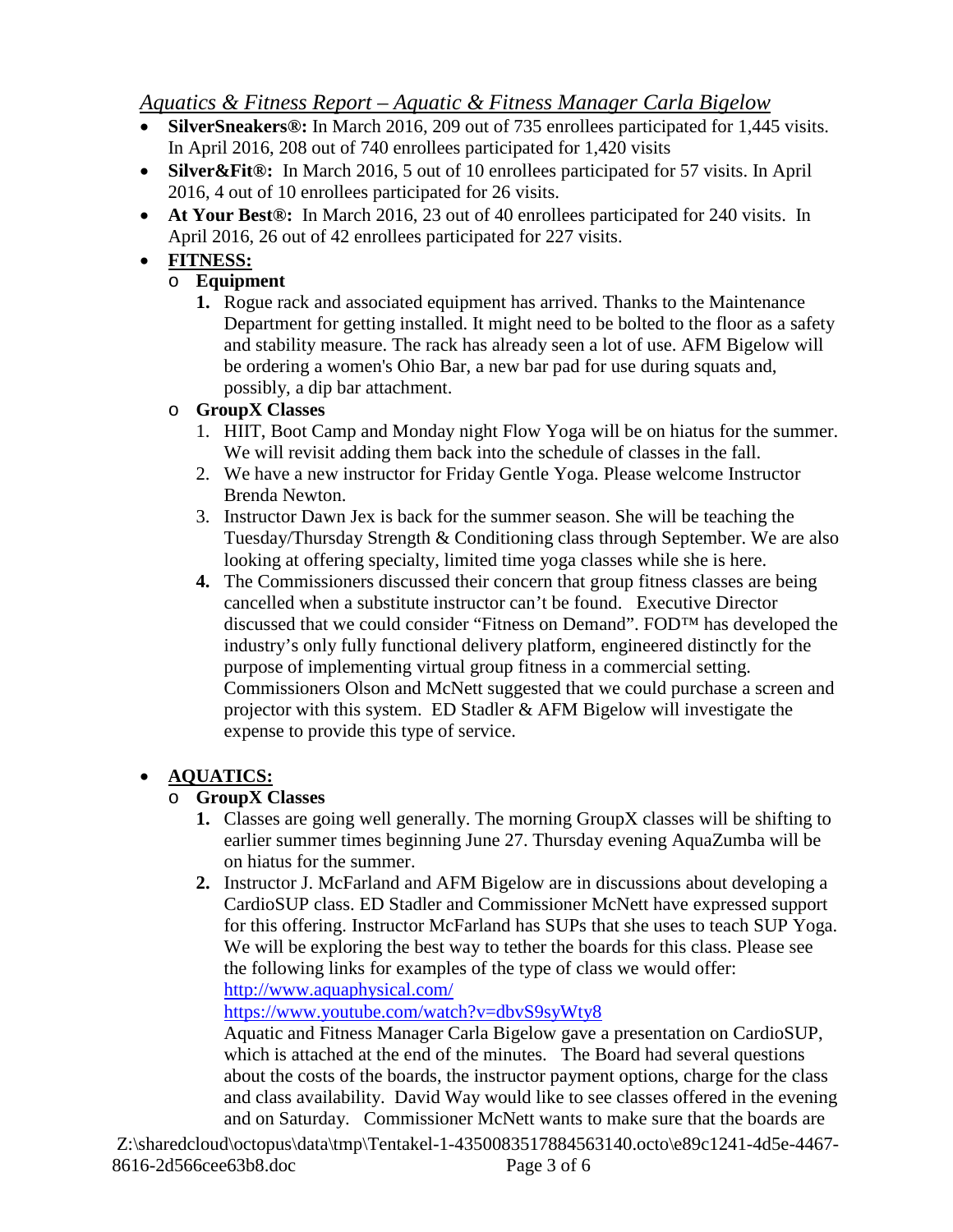*Aquatics & Fitness Report – Aquatic & Fitness Manager Carla Bigelow*

- **SilverSneakers®:** In March 2016, 209 out of 735 enrollees participated for 1,445 visits. In April 2016, 208 out of 740 enrollees participated for 1,420 visits
- **Silver&Fit®:** In March 2016, 5 out of 10 enrollees participated for 57 visits. In April 2016, 4 out of 10 enrollees participated for 26 visits.
- **At Your Best®:** In March 2016, 23 out of 40 enrollees participated for 240 visits. In April 2016, 26 out of 42 enrollees participated for 227 visits.
- **FITNESS:**
  - **Equipment**
    1. Rogue rack and associated equipment has arrived. Thanks to the Maintenance Department for getting installed. It might need to be bolted to the floor as a safety and stability measure. The rack has already seen a lot of use. AFM Bigelow will be ordering a women's Ohio Bar, a new bar pad for use during squats and, possibly, a dip bar attachment.
  - **GroupX Classes**
    1. HIIT, Boot Camp and Monday night Flow Yoga will be on hiatus for the summer. We will revisit adding them back into the schedule of classes in the fall.
    2. We have a new instructor for Friday Gentle Yoga. Please welcome Instructor Brenda Newton.
    3. Instructor Dawn Jex is back for the summer season. She will be teaching the Tuesday/Thursday Strength & Conditioning class through September. We are also looking at offering specialty, limited time yoga classes while she is here.
    4. The Commissioners discussed their concern that group fitness classes are being cancelled when a substitute instructor can't be found. Executive Director discussed that we could consider "Fitness on Demand". FOD™ has developed the industry's only fully functional delivery platform, engineered distinctly for the purpose of implementing virtual group fitness in a commercial setting. Commissioners Olson and McNett suggested that we could purchase a screen and projector with this system. ED Stadler & AFM Bigelow will investigate the expense to provide this type of service.

- **AQUATICS:**
  - **GroupX Classes**
    1. Classes are going well generally. The morning GroupX classes will be shifting to earlier summer times beginning June 27. Thursday evening AquaZumba will be on hiatus for the summer.
    2. Instructor J. McFarland and AFM Bigelow are in discussions about developing a CardioSUP class. ED Stadler and Commissioner McNett have expressed support for this offering. Instructor McFarland has SUPs that she uses to teach SUP Yoga. We will be exploring the best way to tether the boards for this class. Please see the following links for examples of the type of class we would offer:
       http://www.aquaphysical.com/
       https://www.youtube.com/watch?v=dbvS9syWty8
       Aquatic and Fitness Manager Carla Bigelow gave a presentation on CardioSUP, which is attached at the end of the minutes. The Board had several questions about the costs of the boards, the instructor payment options, charge for the class and class availability. David Way would like to see classes offered in the evening and on Saturday. Commissioner McNett wants to make sure that the boards are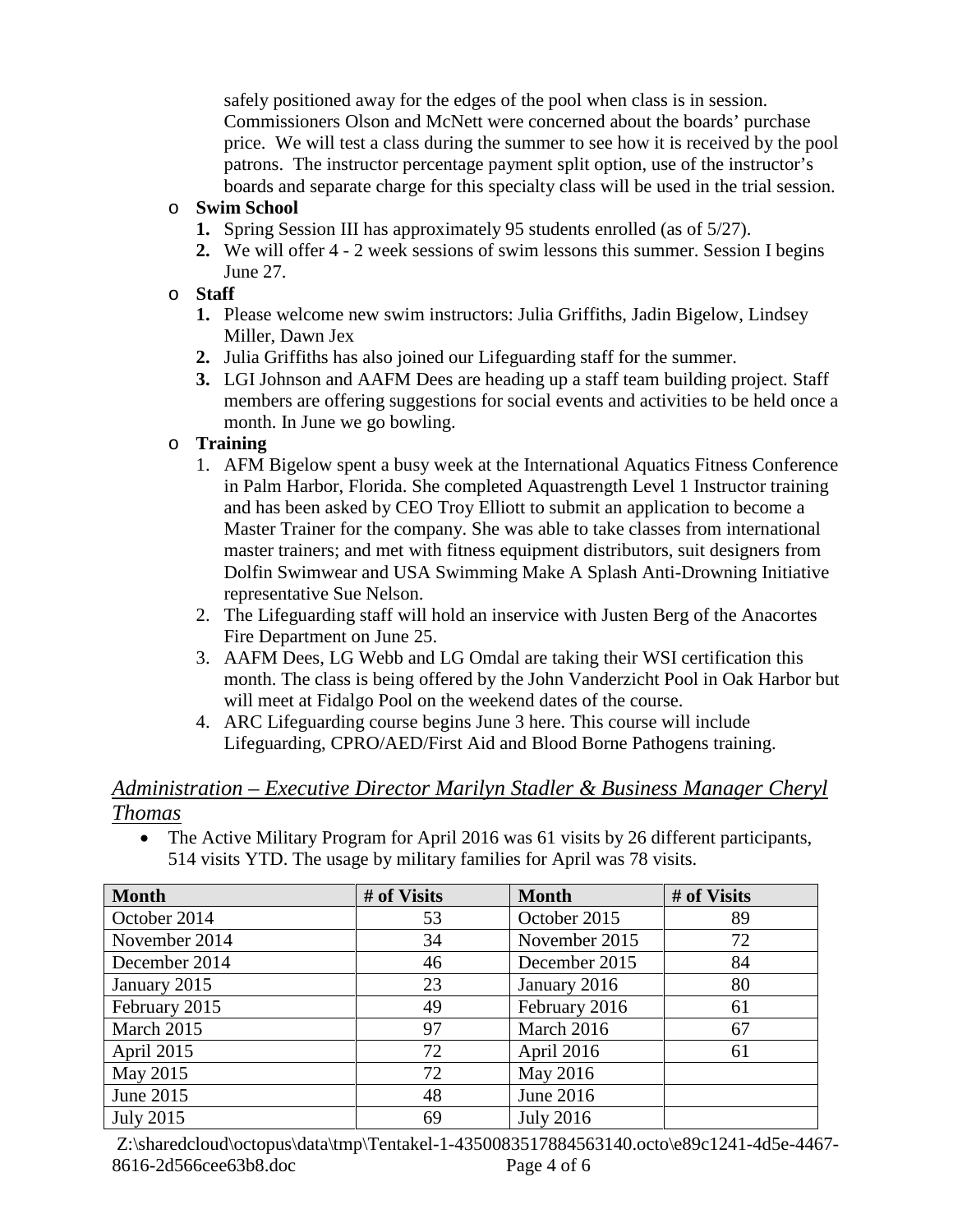safely positioned away for the edges of the pool when class is in session. Commissioners Olson and McNett were concerned about the boards' purchase price. We will test a class during the summer to see how it is received by the pool patrons. The instructor percentage payment split option, use of the instructor's boards and separate charge for this specialty class will be used in the trial session.

- **Swim School**
  1. Spring Session III has approximately 95 students enrolled (as of 5/27).
  2. We will offer 4 - 2 week sessions of swim lessons this summer. Session I begins June 27.
- **Staff**
  1. Please welcome new swim instructors: Julia Griffiths, Jadin Bigelow, Lindsey Miller, Dawn Jex
  2. Julia Griffiths has also joined our Lifeguarding staff for the summer.
  3. LGI Johnson and AAFM Dees are heading up a staff team building project. Staff members are offering suggestions for social events and activities to be held once a month. In June we go bowling.
- **Training**
  1. AFM Bigelow spent a busy week at the International Aquatics Fitness Conference in Palm Harbor, Florida. She completed Aquastrength Level 1 Instructor training and has been asked by CEO Troy Elliott to submit an application to become a Master Trainer for the company. She was able to take classes from international master trainers; and met with fitness equipment distributors, suit designers from Dolfin Swimwear and USA Swimming Make A Splash Anti-Drowning Initiative representative Sue Nelson.
  2. The Lifeguarding staff will hold an inservice with Justen Berg of the Anacortes Fire Department on June 25.
  3. AAFM Dees, LG Webb and LG Omdal are taking their WSI certification this month. The class is being offered by the John Vanderzicht Pool in Oak Harbor but will meet at Fidalgo Pool on the weekend dates of the course.
  4. ARC Lifeguarding course begins June 3 here. This course will include Lifeguarding, CPRO/AED/First Aid and Blood Borne Pathogens training.

## *Administration – Executive Director Marilyn Stadler & Business Manager Cheryl Thomas*

- The Active Military Program for April 2016 was 61 visits by 26 different participants, 514 visits YTD. The usage by military families for April was 78 visits.

| Month | # of Visits | Month | # of Visits |
|---|---|---|---|
| October 2014 | 53 | October 2015 | 89 |
| November 2014 | 34 | November 2015 | 72 |
| December 2014 | 46 | December 2015 | 84 |
| January 2015 | 23 | January 2016 | 80 |
| February 2015 | 49 | February 2016 | 61 |
| March 2015 | 97 | March 2016 | 67 |
| April 2015 | 72 | April 2016 | 61 |
| May 2015 | 72 | May 2016 | |
| June 2015 | 48 | June 2016 | |
| July 2015 | 69 | July 2016 | |

Z:\sharedcloud\octopus\data\tmp\Tentakel-1-4350083517884563140.octo\e89c1241-4d5e-4467-8616-2d566cee63b8.doc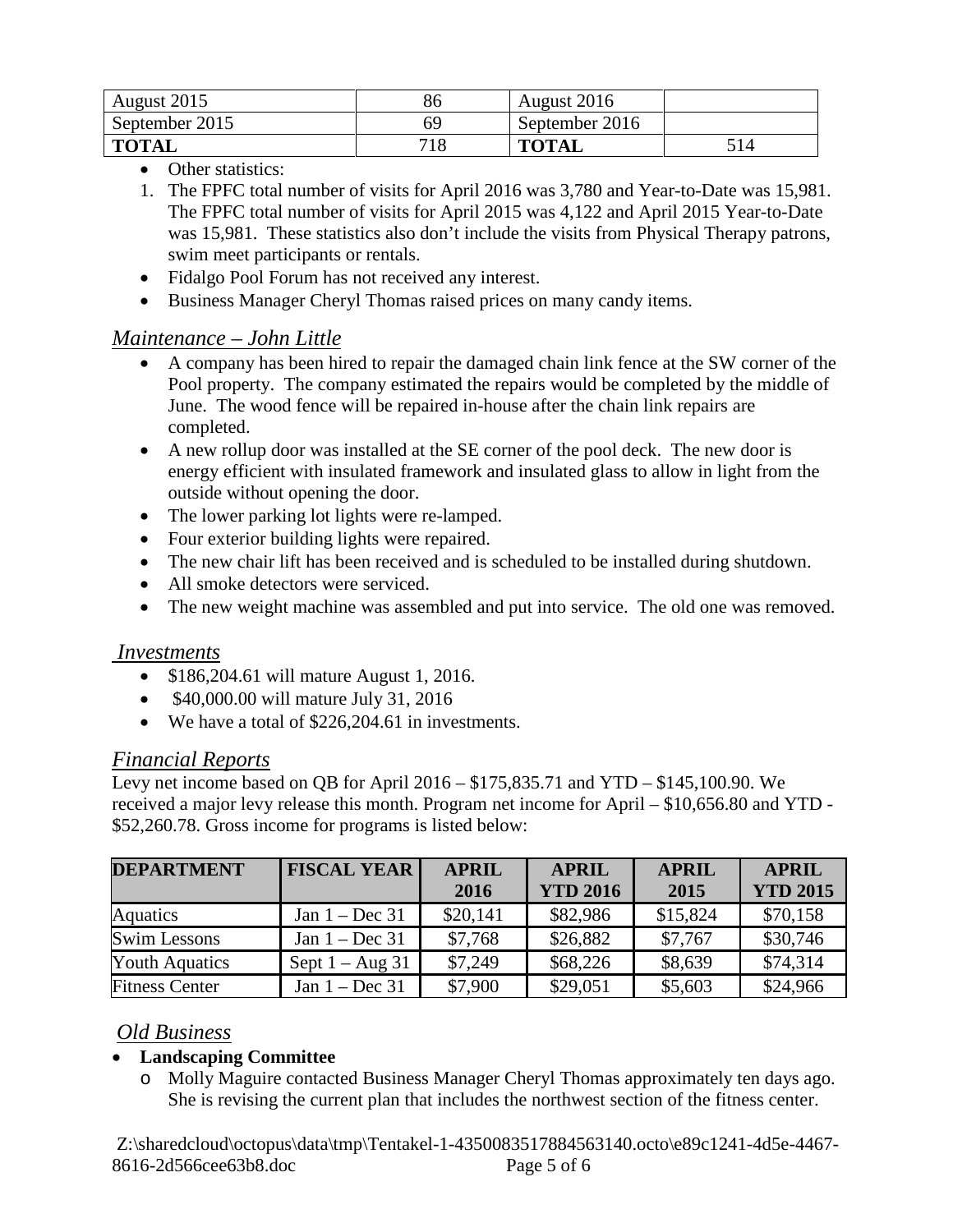| August 2015 | 86 | August 2016 | |
|---|---|---|---|
| September 2015 | 69 | September 2016 | |
| **TOTAL** | 718 | **TOTAL** | 514 |

- Other statistics:

1. The FPFC total number of visits for April 2016 was 3,780 and Year-to-Date was 15,981. The FPFC total number of visits for April 2015 was 4,122 and April 2015 Year-to-Date was 15,981. These statistics also don't include the visits from Physical Therapy patrons, swim meet participants or rentals.

- Fidalgo Pool Forum has not received any interest.
- Business Manager Cheryl Thomas raised prices on many candy items.

## *Maintenance – John Little*

- A company has been hired to repair the damaged chain link fence at the SW corner of the Pool property. The company estimated the repairs would be completed by the middle of June. The wood fence will be repaired in-house after the chain link repairs are completed.
- A new rollup door was installed at the SE corner of the pool deck. The new door is energy efficient with insulated framework and insulated glass to allow in light from the outside without opening the door.
- The lower parking lot lights were re-lamped.
- Four exterior building lights were repaired.
- The new chair lift has been received and is scheduled to be installed during shutdown.
- All smoke detectors were serviced.
- The new weight machine was assembled and put into service. The old one was removed.

## *Investments*

- $186,204.61 will mature August 1, 2016.
- $40,000.00 will mature July 31, 2016
- We have a total of $226,204.61 in investments.

## *Financial Reports*

Levy net income based on QB for April 2016 – $175,835.71 and YTD – $145,100.90. We received a major levy release this month. Program net income for April – $10,656.80 and YTD - $52,260.78. Gross income for programs is listed below:

| DEPARTMENT | FISCAL YEAR | APRIL 2016 | APRIL YTD 2016 | APRIL 2015 | APRIL YTD 2015 |
|---|---|---|---|---|---|
| Aquatics | Jan 1 – Dec 31 | $20,141 | $82,986 | $15,824 | $70,158 |
| Swim Lessons | Jan 1 – Dec 31 | $7,768 | $26,882 | $7,767 | $30,746 |
| Youth Aquatics | Sept 1 – Aug 31 | $7,249 | $68,226 | $8,639 | $74,314 |
| Fitness Center | Jan 1 – Dec 31 | $7,900 | $29,051 | $5,603 | $24,966 |

## *Old Business*

- **Landscaping Committee**
  - Molly Maguire contacted Business Manager Cheryl Thomas approximately ten days ago. She is revising the current plan that includes the northwest section of the fitness center.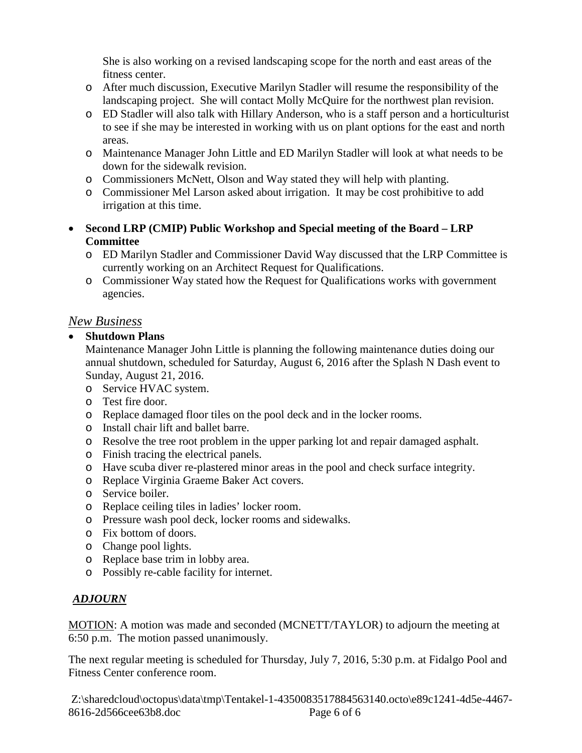She is also working on a revised landscaping scope for the north and east areas of the fitness center.

- After much discussion, Executive Marilyn Stadler will resume the responsibility of the landscaping project. She will contact Molly McQuire for the northwest plan revision.
- ED Stadler will also talk with Hillary Anderson, who is a staff person and a horticulturist to see if she may be interested in working with us on plant options for the east and north areas.
- Maintenance Manager John Little and ED Marilyn Stadler will look at what needs to be down for the sidewalk revision.
- Commissioners McNett, Olson and Way stated they will help with planting.
- Commissioner Mel Larson asked about irrigation. It may be cost prohibitive to add irrigation at this time.

- **Second LRP (CMIP) Public Workshop and Special meeting of the Board – LRP Committee**
  - ED Marilyn Stadler and Commissioner David Way discussed that the LRP Committee is currently working on an Architect Request for Qualifications.
  - Commissioner Way stated how the Request for Qualifications works with government agencies.

## *New Business*

- **Shutdown Plans**

  Maintenance Manager John Little is planning the following maintenance duties doing our annual shutdown, scheduled for Saturday, August 6, 2016 after the Splash N Dash event to Sunday, August 21, 2016.
  - Service HVAC system.
  - Test fire door.
  - Replace damaged floor tiles on the pool deck and in the locker rooms.
  - Install chair lift and ballet barre.
  - Resolve the tree root problem in the upper parking lot and repair damaged asphalt.
  - Finish tracing the electrical panels.
  - Have scuba diver re-plastered minor areas in the pool and check surface integrity.
  - Replace Virginia Graeme Baker Act covers.
  - Service boiler.
  - Replace ceiling tiles in ladies' locker room.
  - Pressure wash pool deck, locker rooms and sidewalks.
  - Fix bottom of doors.
  - Change pool lights.
  - Replace base trim in lobby area.
  - Possibly re-cable facility for internet.

## ***ADJOURN***

MOTION: A motion was made and seconded (MCNETT/TAYLOR) to adjourn the meeting at 6:50 p.m. The motion passed unanimously.

The next regular meeting is scheduled for Thursday, July 7, 2016, 5:30 p.m. at Fidalgo Pool and Fitness Center conference room.

Z:\sharedcloud\octopus\data\tmp\Tentakel-1-4350083517884563140.octo\e89c1241-4d5e-4467-8616-2d566cee63b8.doc